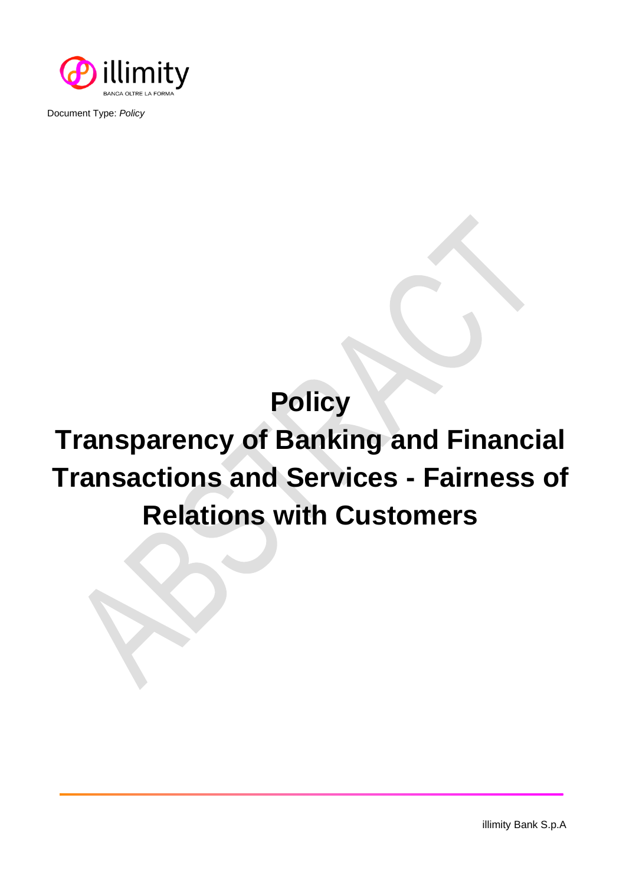Document Type: *Policy*

# Policy

# Transparency of Banking and Financial Transactions and Services - Fairness of Relations with Customers

illimity Bank S.p.A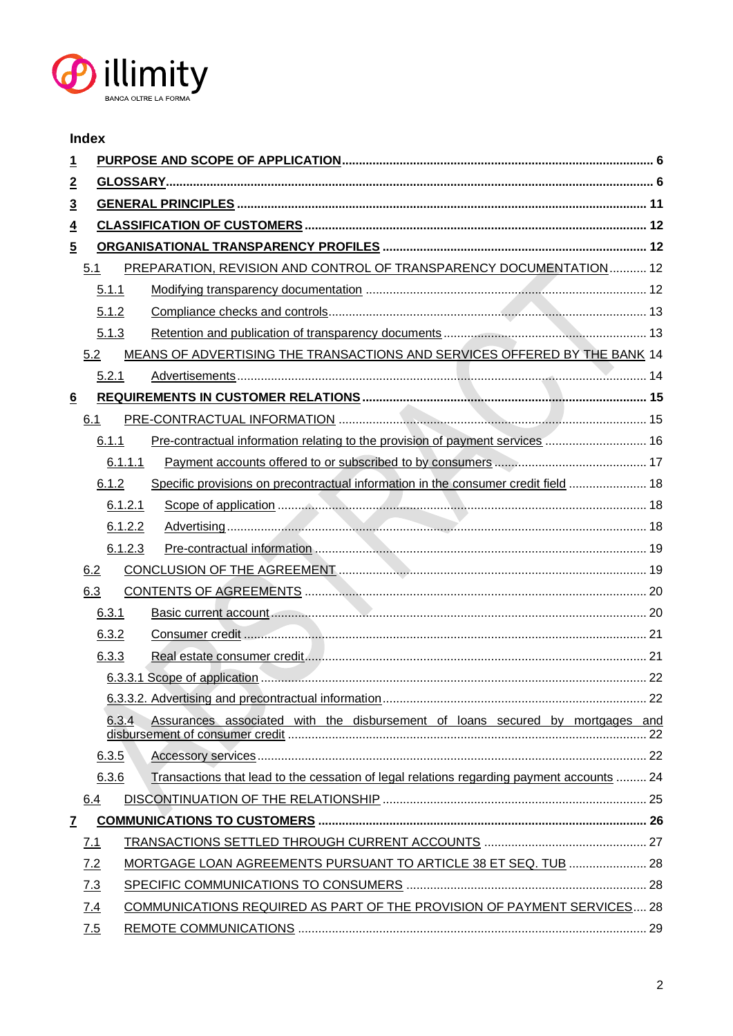**Index**

1 **PURPOSE AND SCOPE OF APPLICATION** ..... 6
2 **GLOSSARY** ..... 6
3 **GENERAL PRINCIPLES** ..... 11
4 **CLASSIFICATION OF CUSTOMERS** ..... 12
5 **ORGANISATIONAL TRANSPARENCY PROFILES** ..... 12
- 5.1 PREPARATION, REVISION AND CONTROL OF TRANSPARENCY DOCUMENTATION ..... 12
  - 5.1.1 Modifying transparency documentation ..... 12
  - 5.1.2 Compliance checks and controls ..... 13
  - 5.1.3 Retention and publication of transparency documents ..... 13
- 5.2 MEANS OF ADVERTISING THE TRANSACTIONS AND SERVICES OFFERED BY THE BANK ..... 14
  - 5.2.1 Advertisements ..... 14

6 **REQUIREMENTS IN CUSTOMER RELATIONS** ..... 15
- 6.1 PRE-CONTRACTUAL INFORMATION ..... 15
  - 6.1.1 Pre-contractual information relating to the provision of payment services ..... 16
    - 6.1.1.1 Payment accounts offered to or subscribed to by consumers ..... 17
  - 6.1.2 Specific provisions on precontractual information in the consumer credit field ..... 18
    - 6.1.2.1 Scope of application ..... 18
    - 6.1.2.2 Advertising ..... 18
    - 6.1.2.3 Pre-contractual information ..... 19
- 6.2 CONCLUSION OF THE AGREEMENT ..... 19
- 6.3 CONTENTS OF AGREEMENTS ..... 20
  - 6.3.1 Basic current account ..... 20
  - 6.3.2 Consumer credit ..... 21
  - 6.3.3 Real estate consumer credit ..... 21
    - 6.3.3.1 Scope of application ..... 22
    - 6.3.3.2. Advertising and precontractual information ..... 22
  - 6.3.4 Assurances associated with the disbursement of loans secured by mortgages and disbursement of consumer credit ..... 22
  - 6.3.5 Accessory services ..... 22
  - 6.3.6 Transactions that lead to the cessation of legal relations regarding payment accounts ..... 24
- 6.4 DISCONTINUATION OF THE RELATIONSHIP ..... 25

7 **COMMUNICATIONS TO CUSTOMERS** ..... 26
- 7.1 TRANSACTIONS SETTLED THROUGH CURRENT ACCOUNTS ..... 27
- 7.2 MORTGAGE LOAN AGREEMENTS PURSUANT TO ARTICLE 38 ET SEQ. TUB ..... 28
- 7.3 SPECIFIC COMMUNICATIONS TO CONSUMERS ..... 28
- 7.4 COMMUNICATIONS REQUIRED AS PART OF THE PROVISION OF PAYMENT SERVICES ..... 28
- 7.5 REMOTE COMMUNICATIONS ..... 29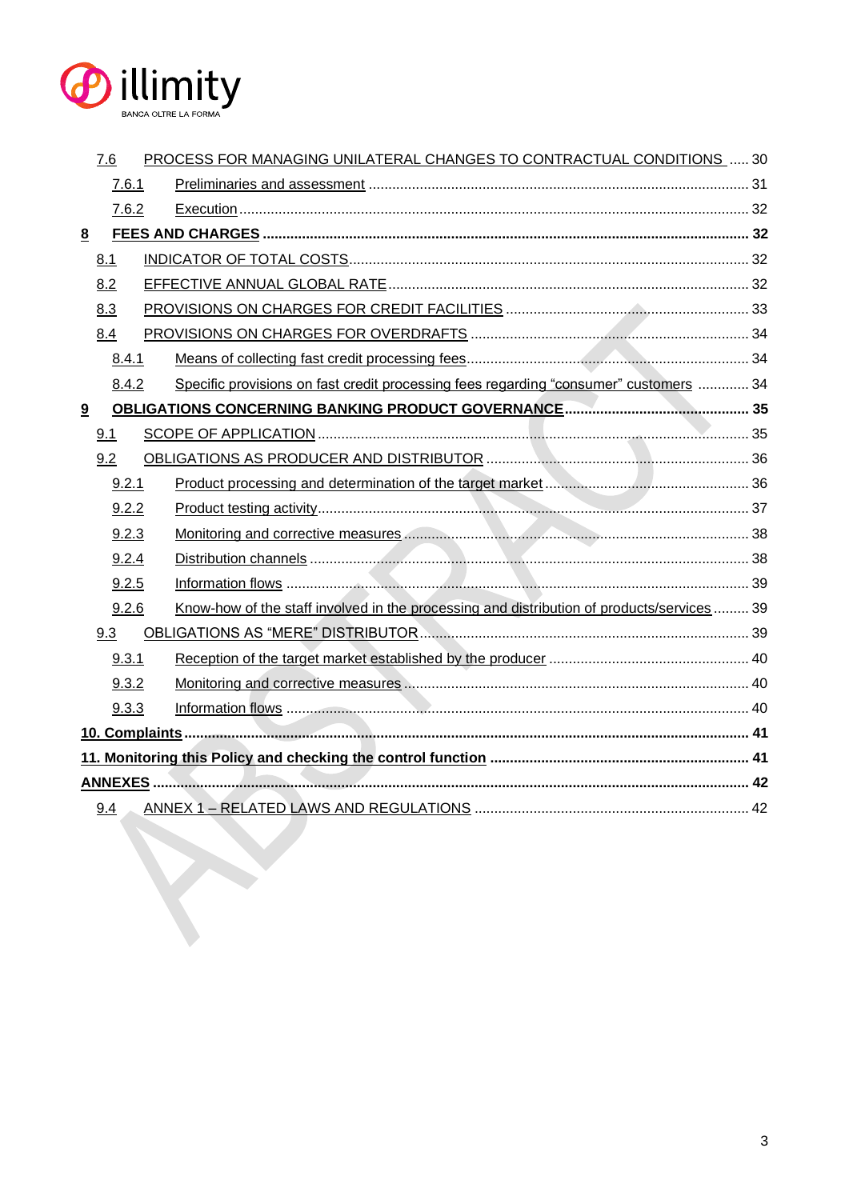7.6 PROCESS FOR MANAGING UNILATERAL CHANGES TO CONTRACTUAL CONDITIONS ..... 30

7.6.1 Preliminaries and assessment ..... 31

7.6.2 Execution ..... 32

**8 FEES AND CHARGES ..... 32**

8.1 INDICATOR OF TOTAL COSTS ..... 32

8.2 EFFECTIVE ANNUAL GLOBAL RATE ..... 32

8.3 PROVISIONS ON CHARGES FOR CREDIT FACILITIES ..... 33

8.4 PROVISIONS ON CHARGES FOR OVERDRAFTS ..... 34

8.4.1 Means of collecting fast credit processing fees ..... 34

8.4.2 Specific provisions on fast credit processing fees regarding “consumer” customers ..... 34

**9 OBLIGATIONS CONCERNING BANKING PRODUCT GOVERNANCE ..... 35**

9.1 SCOPE OF APPLICATION ..... 35

9.2 OBLIGATIONS AS PRODUCER AND DISTRIBUTOR ..... 36

9.2.1 Product processing and determination of the target market ..... 36

9.2.2 Product testing activity ..... 37

9.2.3 Monitoring and corrective measures ..... 38

9.2.4 Distribution channels ..... 38

9.2.5 Information flows ..... 39

9.2.6 Know-how of the staff involved in the processing and distribution of products/services ..... 39

9.3 OBLIGATIONS AS “MERE” DISTRIBUTOR ..... 39

9.3.1 Reception of the target market established by the producer ..... 40

9.3.2 Monitoring and corrective measures ..... 40

9.3.3 Information flows ..... 40

**10. Complaints ..... 41**

**11. Monitoring this Policy and checking the control function ..... 41**

**ANNEXES ..... 42**

9.4 ANNEX 1 – RELATED LAWS AND REGULATIONS ..... 42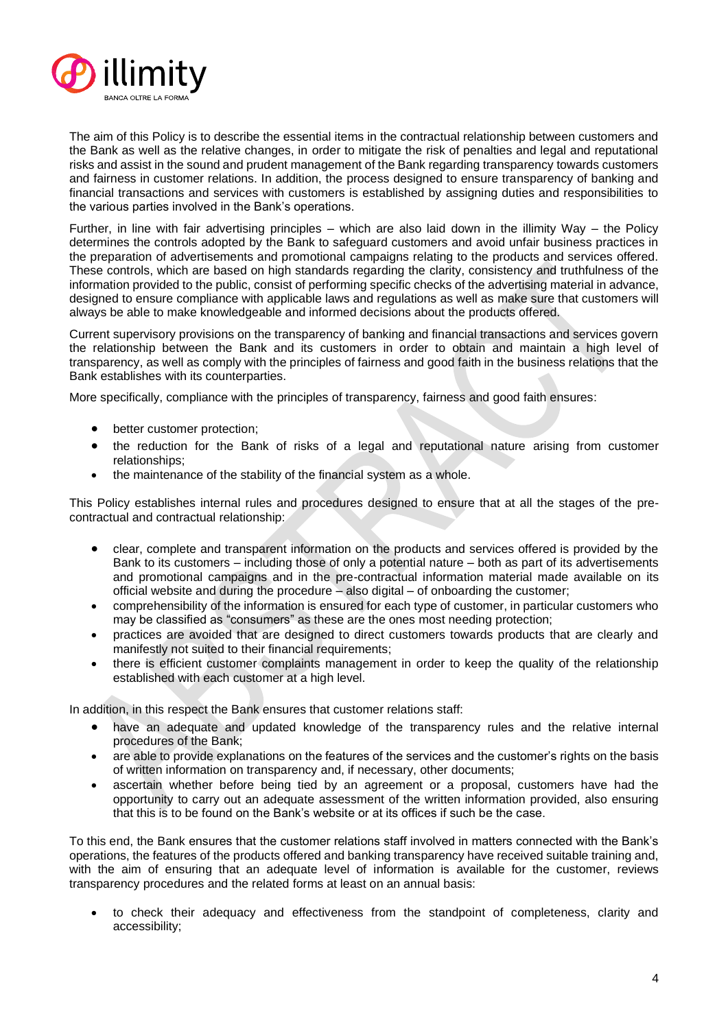The aim of this Policy is to describe the essential items in the contractual relationship between customers and the Bank as well as the relative changes, in order to mitigate the risk of penalties and legal and reputational risks and assist in the sound and prudent management of the Bank regarding transparency towards customers and fairness in customer relations. In addition, the process designed to ensure transparency of banking and financial transactions and services with customers is established by assigning duties and responsibilities to the various parties involved in the Bank's operations.

Further, in line with fair advertising principles – which are also laid down in the illimity Way – the Policy determines the controls adopted by the Bank to safeguard customers and avoid unfair business practices in the preparation of advertisements and promotional campaigns relating to the products and services offered. These controls, which are based on high standards regarding the clarity, consistency and truthfulness of the information provided to the public, consist of performing specific checks of the advertising material in advance, designed to ensure compliance with applicable laws and regulations as well as make sure that customers will always be able to make knowledgeable and informed decisions about the products offered.

Current supervisory provisions on the transparency of banking and financial transactions and services govern the relationship between the Bank and its customers in order to obtain and maintain a high level of transparency, as well as comply with the principles of fairness and good faith in the business relations that the Bank establishes with its counterparties.

More specifically, compliance with the principles of transparency, fairness and good faith ensures:

- better customer protection;
- the reduction for the Bank of risks of a legal and reputational nature arising from customer relationships;
- the maintenance of the stability of the financial system as a whole.

This Policy establishes internal rules and procedures designed to ensure that at all the stages of the pre-contractual and contractual relationship:

- clear, complete and transparent information on the products and services offered is provided by the Bank to its customers – including those of only a potential nature – both as part of its advertisements and promotional campaigns and in the pre-contractual information material made available on its official website and during the procedure – also digital – of onboarding the customer;
- comprehensibility of the information is ensured for each type of customer, in particular customers who may be classified as "consumers" as these are the ones most needing protection;
- practices are avoided that are designed to direct customers towards products that are clearly and manifestly not suited to their financial requirements;
- there is efficient customer complaints management in order to keep the quality of the relationship established with each customer at a high level.

In addition, in this respect the Bank ensures that customer relations staff:

- have an adequate and updated knowledge of the transparency rules and the relative internal procedures of the Bank;
- are able to provide explanations on the features of the services and the customer's rights on the basis of written information on transparency and, if necessary, other documents;
- ascertain whether before being tied by an agreement or a proposal, customers have had the opportunity to carry out an adequate assessment of the written information provided, also ensuring that this is to be found on the Bank's website or at its offices if such be the case.

To this end, the Bank ensures that the customer relations staff involved in matters connected with the Bank's operations, the features of the products offered and banking transparency have received suitable training and, with the aim of ensuring that an adequate level of information is available for the customer, reviews transparency procedures and the related forms at least on an annual basis:

- to check their adequacy and effectiveness from the standpoint of completeness, clarity and accessibility;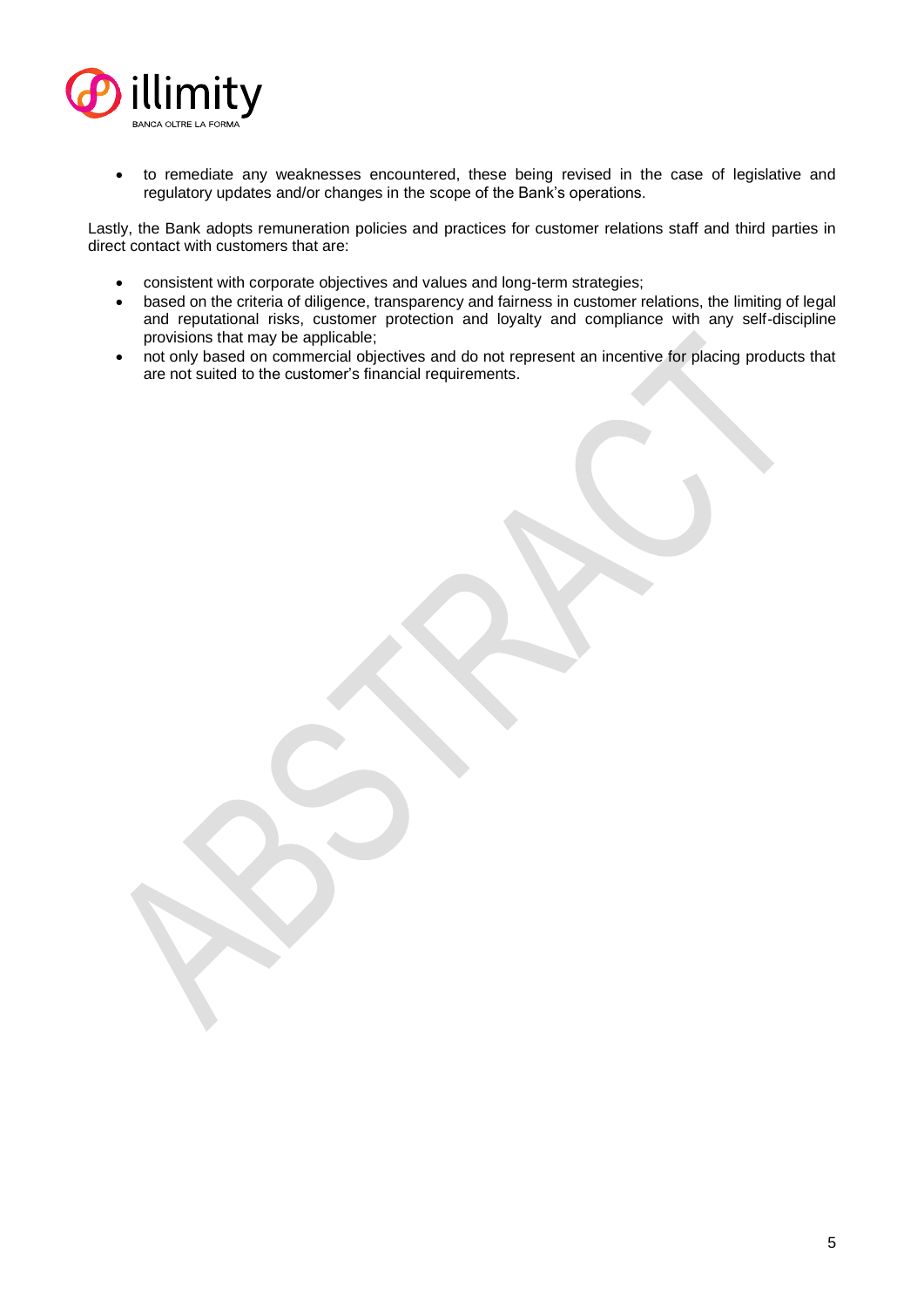- to remediate any weaknesses encountered, these being revised in the case of legislative and regulatory updates and/or changes in the scope of the Bank's operations.

Lastly, the Bank adopts remuneration policies and practices for customer relations staff and third parties in direct contact with customers that are:

- consistent with corporate objectives and values and long-term strategies;
- based on the criteria of diligence, transparency and fairness in customer relations, the limiting of legal and reputational risks, customer protection and loyalty and compliance with any self-discipline provisions that may be applicable;
- not only based on commercial objectives and do not represent an incentive for placing products that are not suited to the customer's financial requirements.